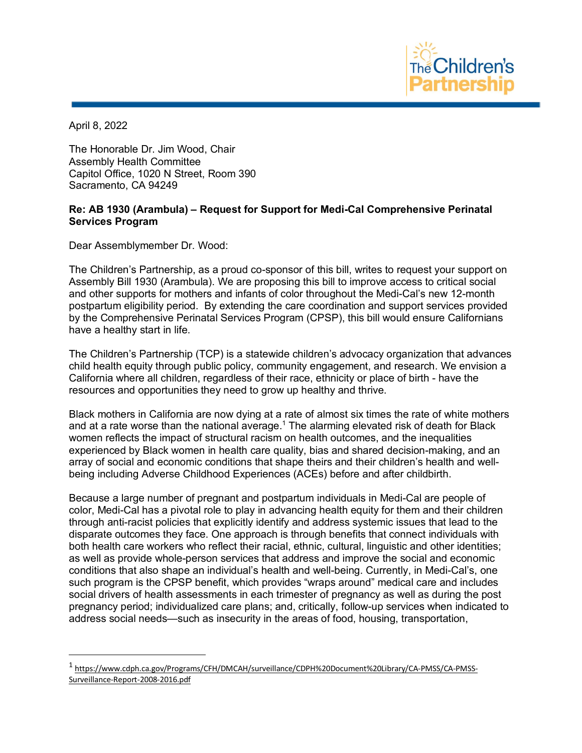April 8, 2022

The Honorable Dr. Jim Wood, Chair
Assembly Health Committee
Capitol Office, 1020 N Street, Room 390
Sacramento, CA 94249

**Re: AB 1930 (Arambula) – Request for Support for Medi-Cal Comprehensive Perinatal Services Program**

Dear Assemblymember Dr. Wood:

The Children's Partnership, as a proud co-sponsor of this bill, writes to request your support on Assembly Bill 1930 (Arambula). We are proposing this bill to improve access to critical social and other supports for mothers and infants of color throughout the Medi-Cal's new 12-month postpartum eligibility period. By extending the care coordination and support services provided by the Comprehensive Perinatal Services Program (CPSP), this bill would ensure Californians have a healthy start in life.

The Children's Partnership (TCP) is a statewide children's advocacy organization that advances child health equity through public policy, community engagement, and research. We envision a California where all children, regardless of their race, ethnicity or place of birth - have the resources and opportunities they need to grow up healthy and thrive.

Black mothers in California are now dying at a rate of almost six times the rate of white mothers and at a rate worse than the national average.[1] The alarming elevated risk of death for Black women reflects the impact of structural racism on health outcomes, and the inequalities experienced by Black women in health care quality, bias and shared decision-making, and an array of social and economic conditions that shape theirs and their children's health and well-being including Adverse Childhood Experiences (ACEs) before and after childbirth.

Because a large number of pregnant and postpartum individuals in Medi-Cal are people of color, Medi-Cal has a pivotal role to play in advancing health equity for them and their children through anti-racist policies that explicitly identify and address systemic issues that lead to the disparate outcomes they face. One approach is through benefits that connect individuals with both health care workers who reflect their racial, ethnic, cultural, linguistic and other identities; as well as provide whole-person services that address and improve the social and economic conditions that also shape an individual's health and well-being. Currently, in Medi-Cal's, one such program is the CPSP benefit, which provides "wraps around" medical care and includes social drivers of health assessments in each trimester of pregnancy as well as during the post pregnancy period; individualized care plans; and, critically, follow-up services when indicated to address social needs—such as insecurity in the areas of food, housing, transportation,

---

[1] https://www.cdph.ca.gov/Programs/CFH/DMCAH/surveillance/CDPH%20Document%20Library/CA-PMSS/CA-PMSS-Surveillance-Report-2008-2016.pdf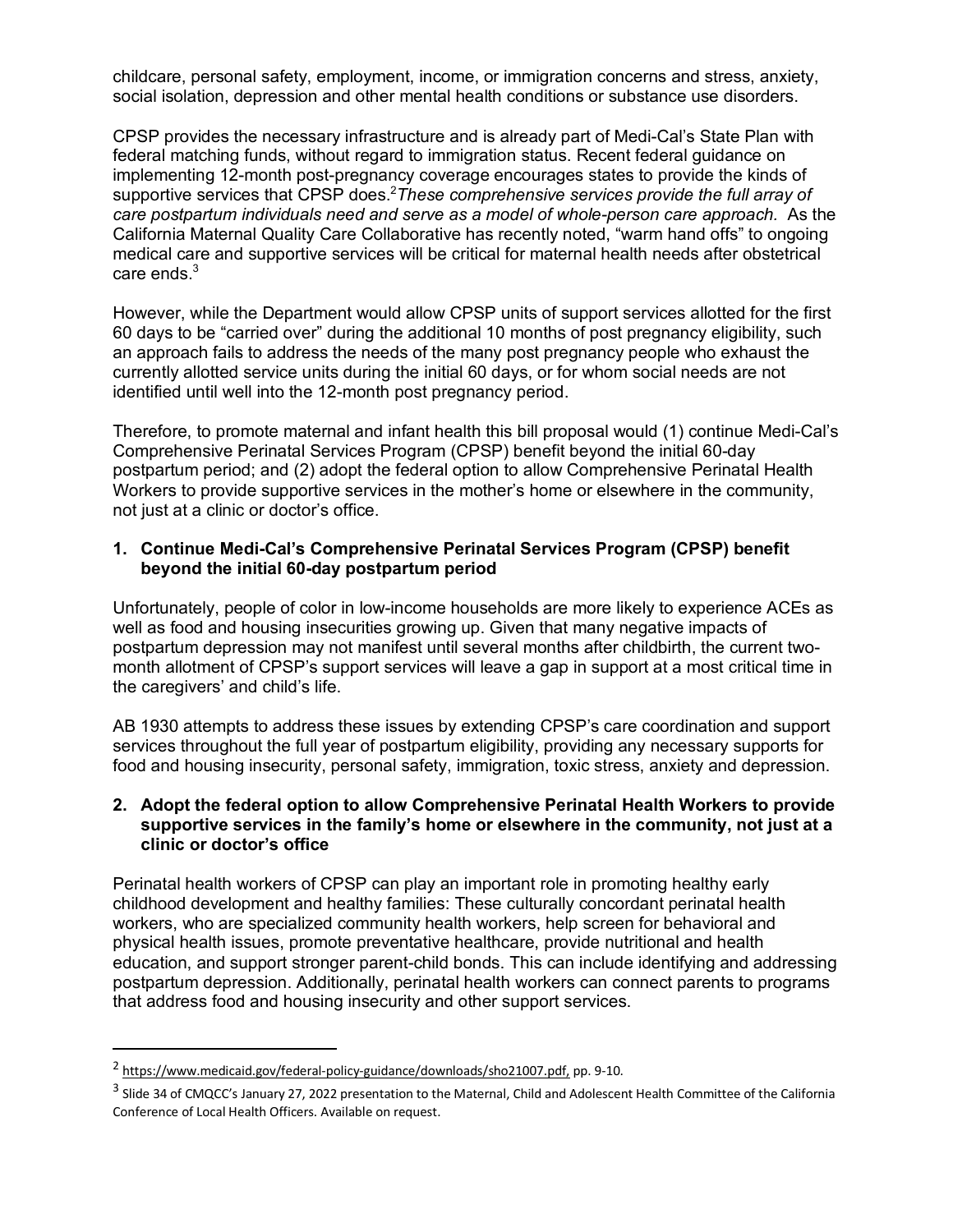childcare, personal safety, employment, income, or immigration concerns and stress, anxiety, social isolation, depression and other mental health conditions or substance use disorders.

CPSP provides the necessary infrastructure and is already part of Medi-Cal's State Plan with federal matching funds, without regard to immigration status. Recent federal guidance on implementing 12-month post-pregnancy coverage encourages states to provide the kinds of supportive services that CPSP does.[2] *These comprehensive services provide the full array of care postpartum individuals need and serve as a model of whole-person care approach.* As the California Maternal Quality Care Collaborative has recently noted, "warm hand offs" to ongoing medical care and supportive services will be critical for maternal health needs after obstetrical care ends.[3]

However, while the Department would allow CPSP units of support services allotted for the first 60 days to be "carried over" during the additional 10 months of post pregnancy eligibility, such an approach fails to address the needs of the many post pregnancy people who exhaust the currently allotted service units during the initial 60 days, or for whom social needs are not identified until well into the 12-month post pregnancy period.

Therefore, to promote maternal and infant health this bill proposal would (1) continue Medi-Cal's Comprehensive Perinatal Services Program (CPSP) benefit beyond the initial 60-day postpartum period; and (2) adopt the federal option to allow Comprehensive Perinatal Health Workers to provide supportive services in the mother's home or elsewhere in the community, not just at a clinic or doctor's office.

**1. Continue Medi-Cal's Comprehensive Perinatal Services Program (CPSP) benefit beyond the initial 60-day postpartum period**

Unfortunately, people of color in low-income households are more likely to experience ACEs as well as food and housing insecurities growing up. Given that many negative impacts of postpartum depression may not manifest until several months after childbirth, the current two-month allotment of CPSP's support services will leave a gap in support at a most critical time in the caregivers' and child's life.

AB 1930 attempts to address these issues by extending CPSP's care coordination and support services throughout the full year of postpartum eligibility, providing any necessary supports for food and housing insecurity, personal safety, immigration, toxic stress, anxiety and depression.

**2. Adopt the federal option to allow Comprehensive Perinatal Health Workers to provide supportive services in the family's home or elsewhere in the community, not just at a clinic or doctor's office**

Perinatal health workers of CPSP can play an important role in promoting healthy early childhood development and healthy families: These culturally concordant perinatal health workers, who are specialized community health workers, help screen for behavioral and physical health issues, promote preventative healthcare, provide nutritional and health education, and support stronger parent-child bonds. This can include identifying and addressing postpartum depression. Additionally, perinatal health workers can connect parents to programs that address food and housing insecurity and other support services.

---

[2] https://www.medicaid.gov/federal-policy-guidance/downloads/sho21007.pdf, pp. 9-10.

[3] Slide 34 of CMQCC's January 27, 2022 presentation to the Maternal, Child and Adolescent Health Committee of the California Conference of Local Health Officers. Available on request.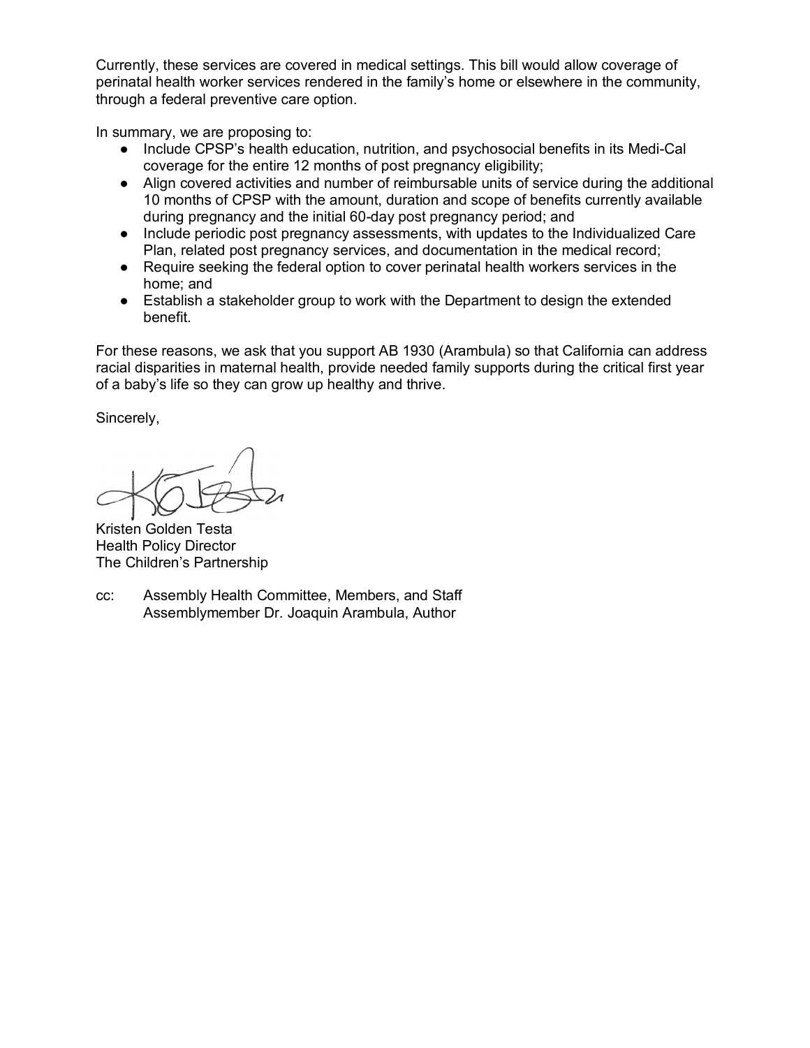Currently, these services are covered in medical settings. This bill would allow coverage of perinatal health worker services rendered in the family's home or elsewhere in the community, through a federal preventive care option.

In summary, we are proposing to:

- Include CPSP's health education, nutrition, and psychosocial benefits in its Medi-Cal coverage for the entire 12 months of post pregnancy eligibility;
- Align covered activities and number of reimbursable units of service during the additional 10 months of CPSP with the amount, duration and scope of benefits currently available during pregnancy and the initial 60-day post pregnancy period; and
- Include periodic post pregnancy assessments, with updates to the Individualized Care Plan, related post pregnancy services, and documentation in the medical record;
- Require seeking the federal option to cover perinatal health workers services in the home; and
- Establish a stakeholder group to work with the Department to design the extended benefit.

For these reasons, we ask that you support AB 1930 (Arambula) so that California can address racial disparities in maternal health, provide needed family supports during the critical first year of a baby's life so they can grow up healthy and thrive.

Sincerely,

Kristen Golden Testa
Health Policy Director
The Children's Partnership

cc: Assembly Health Committee, Members, and Staff
Assemblymember Dr. Joaquin Arambula, Author